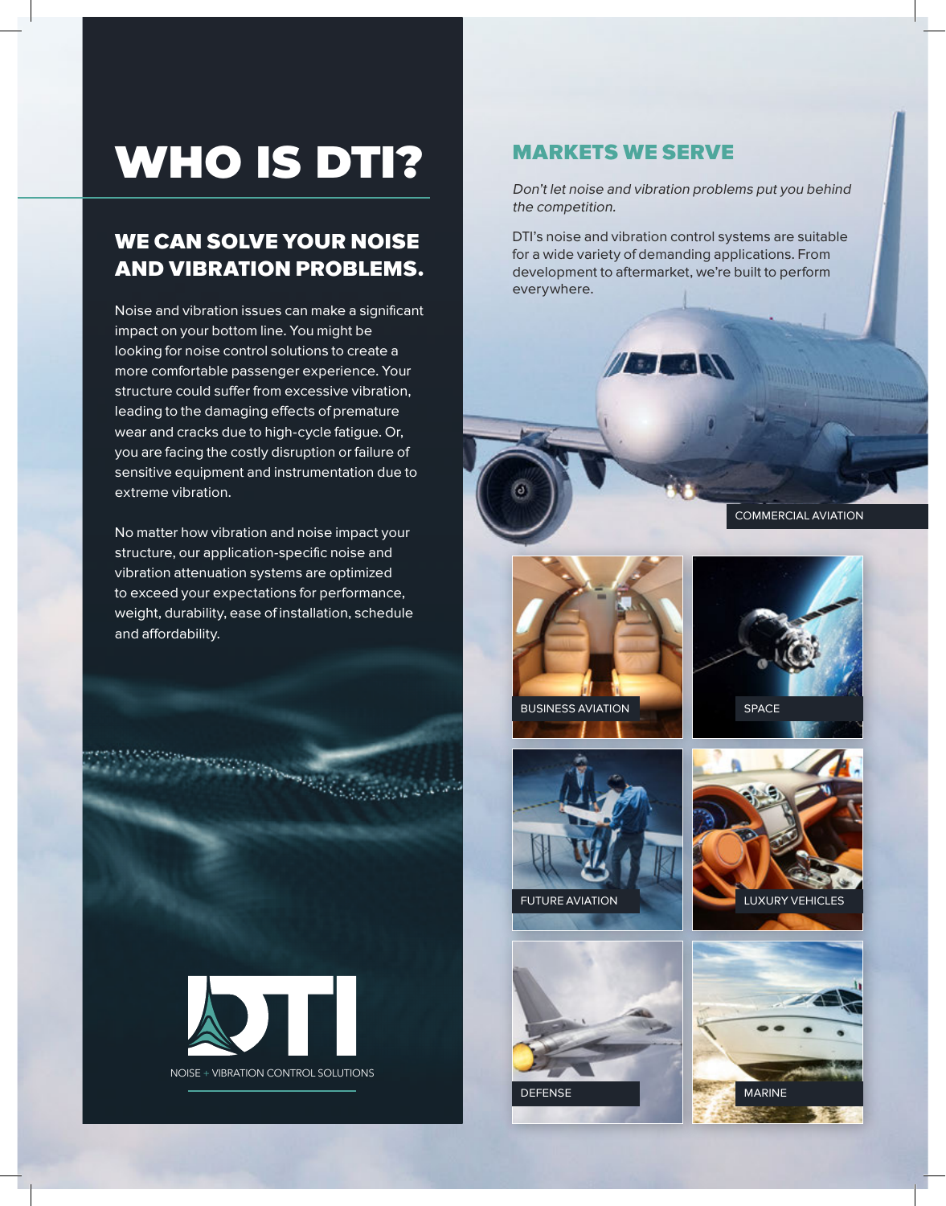# WHO IS DTI?

## WE CAN SOLVE YOUR NOISE AND VIBRATION PROBLEMS.

Noise and vibration issues can make a significant impact on your bottom line. You might be looking for noise control solutions to create a more comfortable passenger experience. Your structure could suffer from excessive vibration, leading to the damaging effects of premature wear and cracks due to high-cycle fatigue. Or, you are facing the costly disruption or failure of sensitive equipment and instrumentation due to extreme vibration.

No matter how vibration and noise impact your structure, our application-specific noise and vibration attenuation systems are optimized to exceed your expectations for performance, weight, durability, ease of installation, schedule and affordability.

DTI

NOISE + VIBRATION CONTROL SOLUTIONS

## MARKETS WE SERVE

*Don't let noise and vibration problems put you behind the competition.*

DTI's noise and vibration control systems are suitable for a wide variety of demanding applications. From development to aftermarket, we're built to perform everywhere.

COMMERCIAL AVIATION

BUSINESS AVIATION

SPACE

FUTURE AVIATION

LUXURY VEHICLES

DEFENSE

MARINE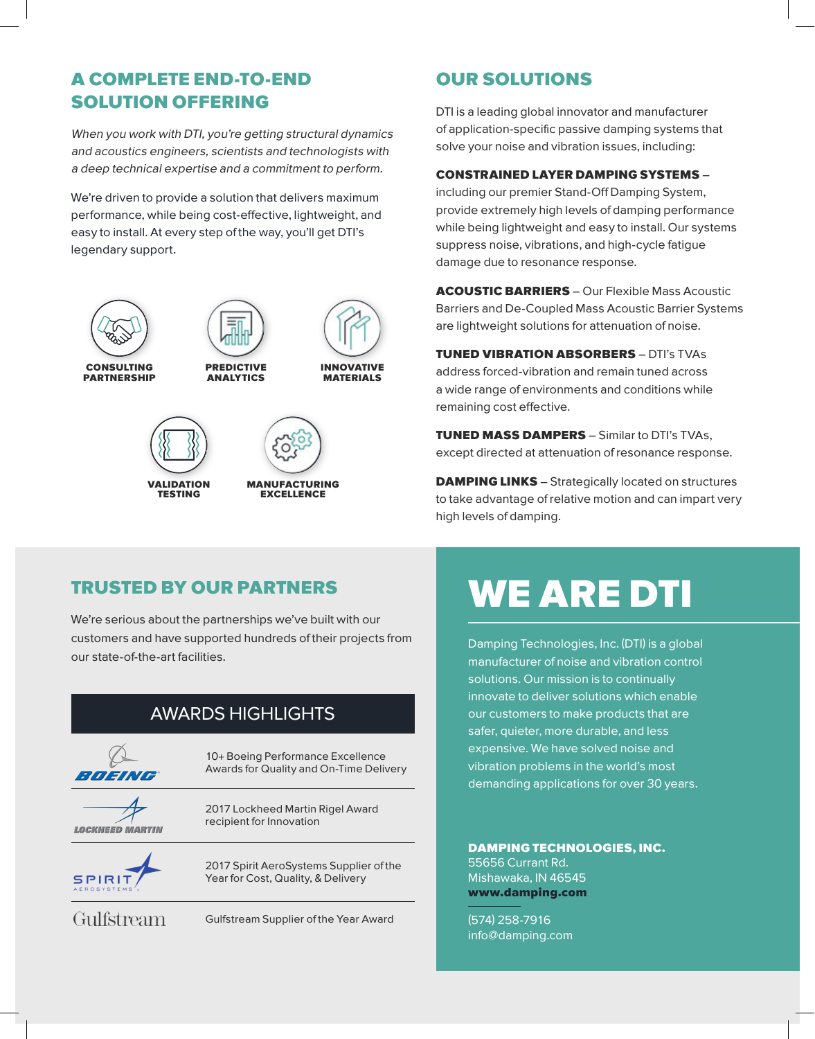## A COMPLETE END-TO-END SOLUTION OFFERING

*When you work with DTI, you're getting structural dynamics and acoustics engineers, scientists and technologists with a deep technical expertise and a commitment to perform.*

We're driven to provide a solution that delivers maximum performance, while being cost-effective, lightweight, and easy to install. At every step of the way, you'll get DTI's legendary support.

**CONSULTING PARTNERSHIP**

**PREDICTIVE ANALYTICS**

**INNOVATIVE MATERIALS**

**VALIDATION TESTING**

**MANUFACTURING EXCELLENCE**

## OUR SOLUTIONS

DTI is a leading global innovator and manufacturer of application-specific passive damping systems that solve your noise and vibration issues, including:

**CONSTRAINED LAYER DAMPING SYSTEMS** – including our premier Stand-Off Damping System, provide extremely high levels of damping performance while being lightweight and easy to install. Our systems suppress noise, vibrations, and high-cycle fatigue damage due to resonance response.

**ACOUSTIC BARRIERS** – Our Flexible Mass Acoustic Barriers and De-Coupled Mass Acoustic Barrier Systems are lightweight solutions for attenuation of noise.

**TUNED VIBRATION ABSORBERS** – DTI's TVAs address forced-vibration and remain tuned across a wide range of environments and conditions while remaining cost effective.

**TUNED MASS DAMPERS** – Similar to DTI's TVAs, except directed at attenuation of resonance response.

**DAMPING LINKS** – Strategically located on structures to take advantage of relative motion and can impart very high levels of damping.

## TRUSTED BY OUR PARTNERS

We're serious about the partnerships we've built with our customers and have supported hundreds of their projects from our state-of-the-art facilities.

### AWARDS HIGHLIGHTS

| | |
|---|---|
| BOEING | 10+ Boeing Performance Excellence Awards for Quality and On-Time Delivery |
| LOCKHEED MARTIN | 2017 Lockheed Martin Rigel Award recipient for Innovation |
| SPIRIT AEROSYSTEMS | 2017 Spirit AeroSystems Supplier of the Year for Cost, Quality, & Delivery |
| Gulfstream | Gulfstream Supplier of the Year Award |

## WE ARE DTI

Damping Technologies, Inc. (DTI) is a global manufacturer of noise and vibration control solutions. Our mission is to continually innovate to deliver solutions which enable our customers to make products that are safer, quieter, more durable, and less expensive. We have solved noise and vibration problems in the world's most demanding applications for over 30 years.

**DAMPING TECHNOLOGIES, INC.**
55656 Currant Rd.
Mishawaka, IN 46545
**www.damping.com**

(574) 258-7916
info@damping.com